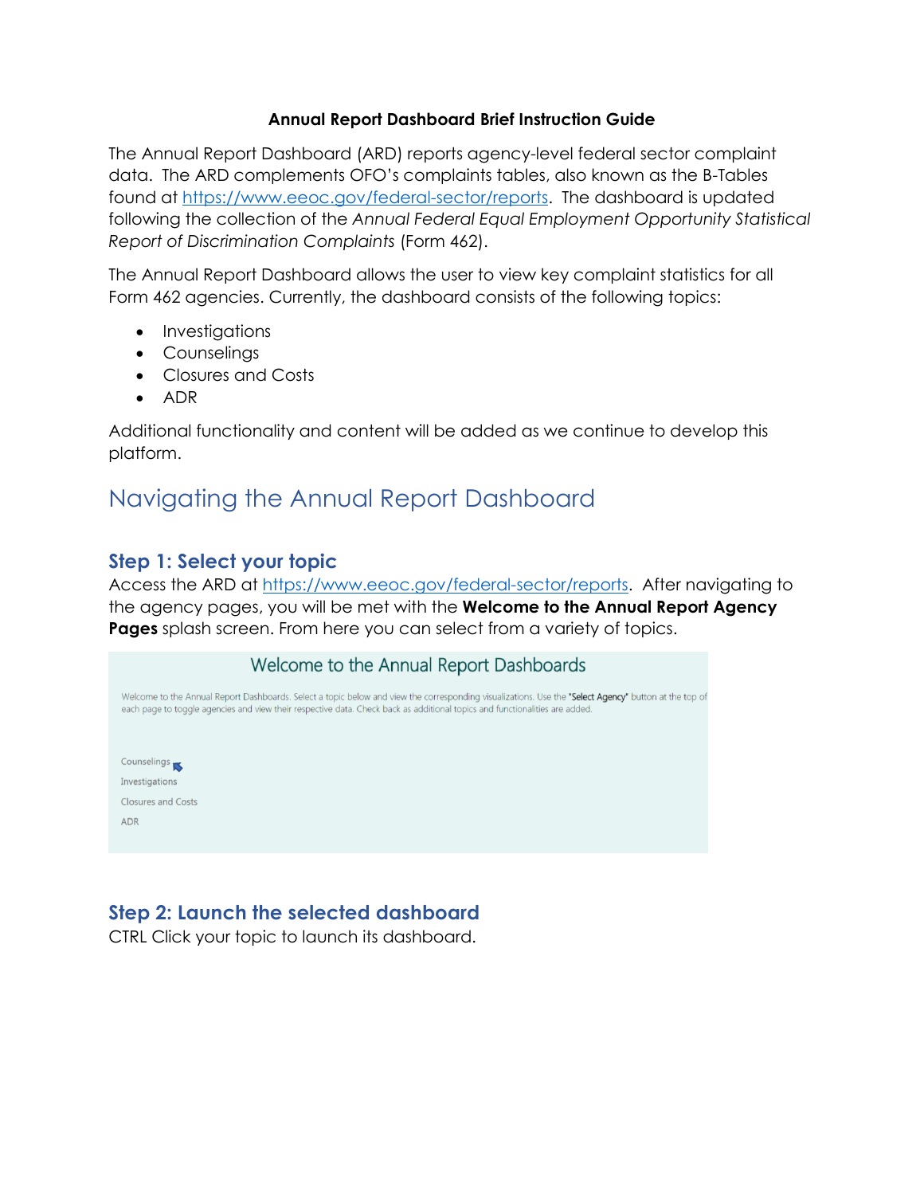**Annual Report Dashboard Brief Instruction Guide**

The Annual Report Dashboard (ARD) reports agency-level federal sector complaint data. The ARD complements OFO's complaints tables, also known as the B-Tables found at https://www.eeoc.gov/federal-sector/reports. The dashboard is updated following the collection of the *Annual Federal Equal Employment Opportunity Statistical Report of Discrimination Complaints* (Form 462).

The Annual Report Dashboard allows the user to view key complaint statistics for all Form 462 agencies. Currently, the dashboard consists of the following topics:

- Investigations
- Counselings
- Closures and Costs
- ADR

Additional functionality and content will be added as we continue to develop this platform.

# Navigating the Annual Report Dashboard

## Step 1: Select your topic

Access the ARD at https://www.eeoc.gov/federal-sector/reports. After navigating to the agency pages, you will be met with the **Welcome to the Annual Report Agency Pages** splash screen. From here you can select from a variety of topics.

Welcome to the Annual Report Dashboards

Welcome to the Annual Report Dashboards. Select a topic below and view the corresponding visualizations. Use the "**Select Agency**" button at the top of each page to toggle agencies and view their respective data. Check back as additional topics and functionalities are added.

Counselings
Investigations
Closures and Costs
ADR

## Step 2: Launch the selected dashboard

CTRL Click your topic to launch its dashboard.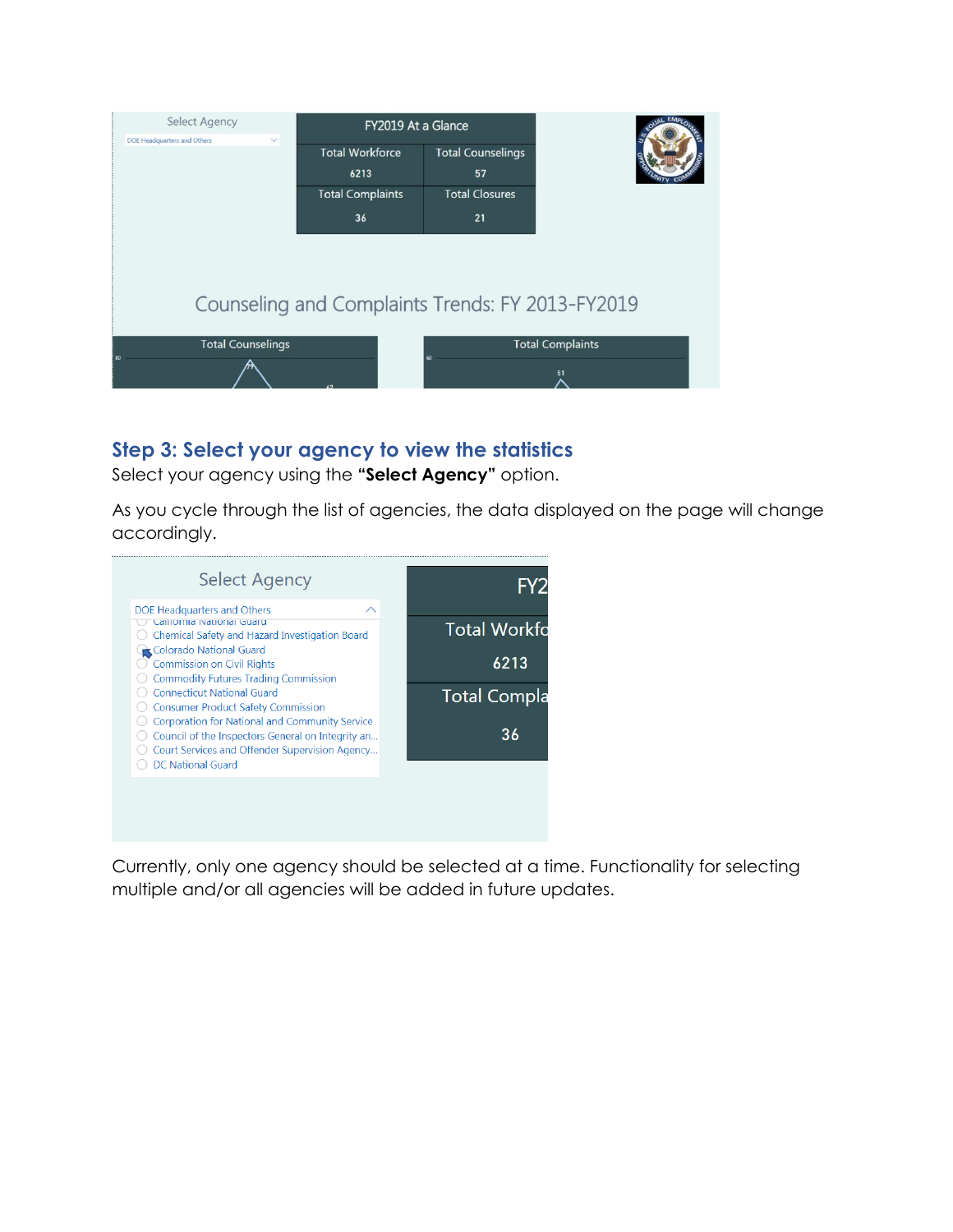## Step 3: Select your agency to view the statistics

Select your agency using the “**Select Agency**” option.

As you cycle through the list of agencies, the data displayed on the page will change accordingly.

Currently, only one agency should be selected at a time. Functionality for selecting multiple and/or all agencies will be added in future updates.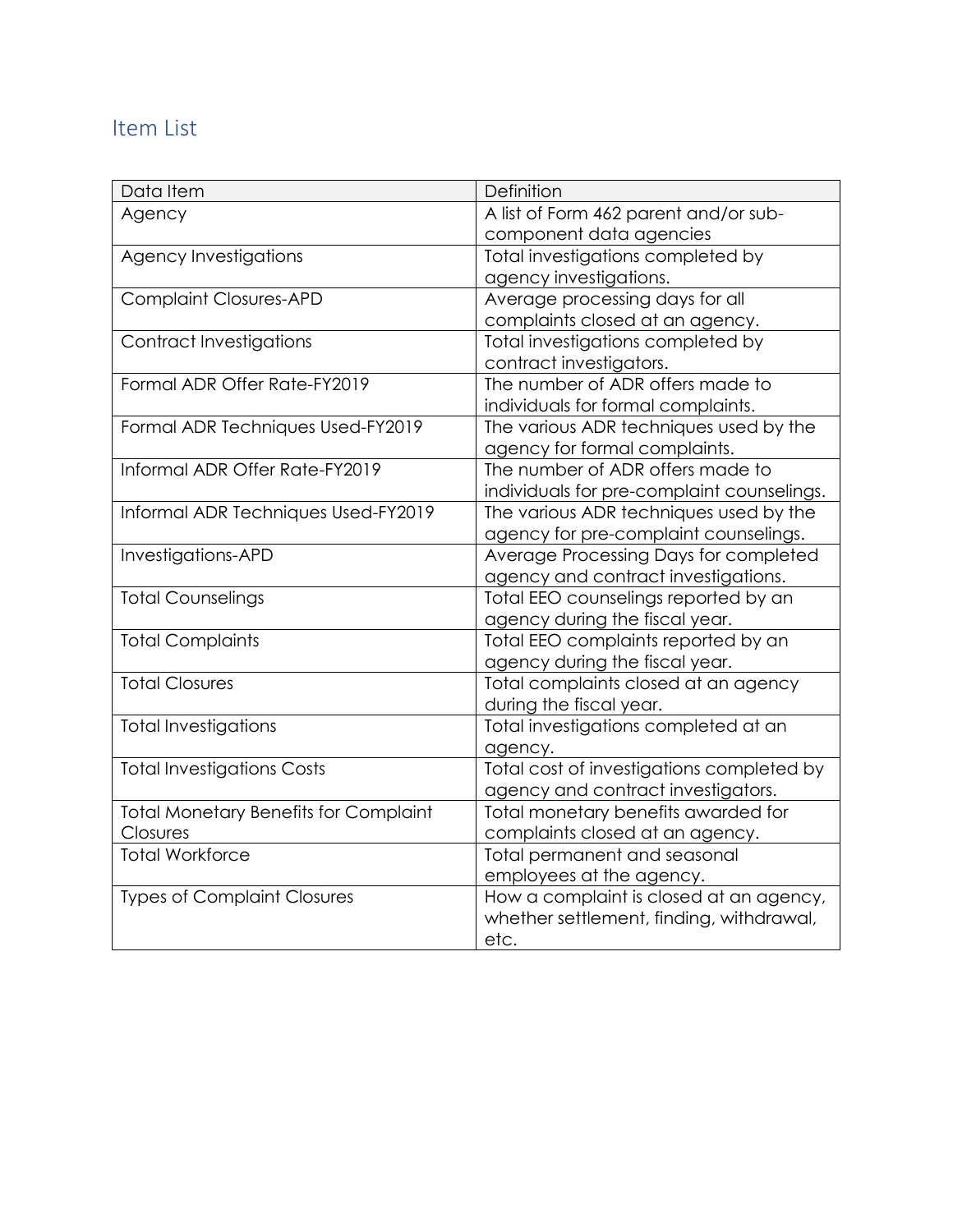## Item List

| Data Item | Definition |
| --- | --- |
| Agency | A list of Form 462 parent and/or sub-component data agencies |
| Agency Investigations | Total investigations completed by agency investigations. |
| Complaint Closures-APD | Average processing days for all complaints closed at an agency. |
| Contract Investigations | Total investigations completed by contract investigators. |
| Formal ADR Offer Rate-FY2019 | The number of ADR offers made to individuals for formal complaints. |
| Formal ADR Techniques Used-FY2019 | The various ADR techniques used by the agency for formal complaints. |
| Informal ADR Offer Rate-FY2019 | The number of ADR offers made to individuals for pre-complaint counselings. |
| Informal ADR Techniques Used-FY2019 | The various ADR techniques used by the agency for pre-complaint counselings. |
| Investigations-APD | Average Processing Days for completed agency and contract investigations. |
| Total Counselings | Total EEO counselings reported by an agency during the fiscal year. |
| Total Complaints | Total EEO complaints reported by an agency during the fiscal year. |
| Total Closures | Total complaints closed at an agency during the fiscal year. |
| Total Investigations | Total investigations completed at an agency. |
| Total Investigations Costs | Total cost of investigations completed by agency and contract investigators. |
| Total Monetary Benefits for Complaint Closures | Total monetary benefits awarded for complaints closed at an agency. |
| Total Workforce | Total permanent and seasonal employees at the agency. |
| Types of Complaint Closures | How a complaint is closed at an agency, whether settlement, finding, withdrawal, etc. |